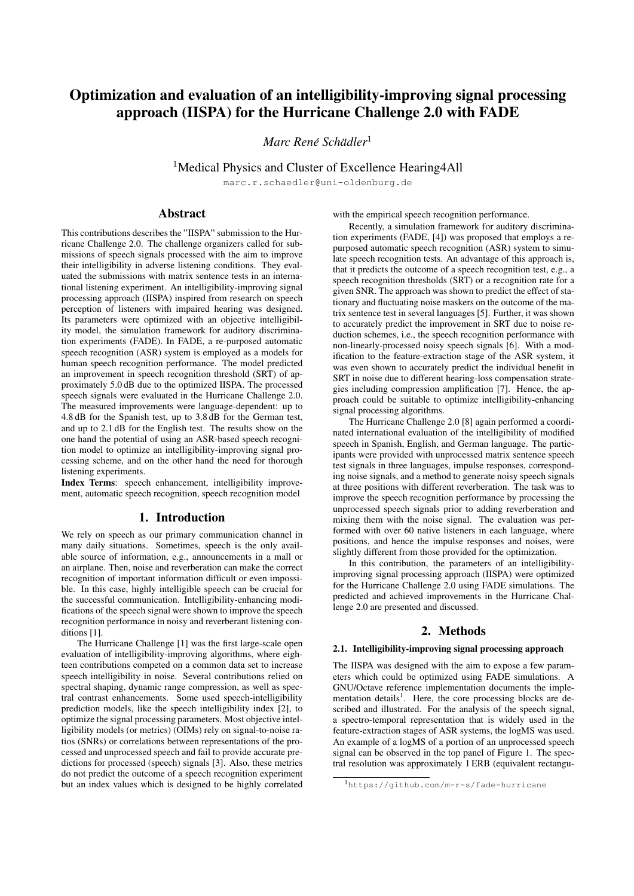# Optimization and evaluation of an intelligibility-improving signal processing approach (IISPA) for the Hurricane Challenge 2.0 with FADE

*Marc René Schädler*[1]

[1]Medical Physics and Cluster of Excellence Hearing4All

marc.r.schaedler@uni-oldenburg.de

## Abstract

This contributions describes the "IISPA" submission to the Hurricane Challenge 2.0. The challenge organizers called for submissions of speech signals processed with the aim to improve their intelligibility in adverse listening conditions. They evaluated the submissions with matrix sentence tests in an international listening experiment. An intelligibility-improving signal processing approach (IISPA) inspired from research on speech perception of listeners with impaired hearing was designed. Its parameters were optimized with an objective intelligibility model, the simulation framework for auditory discrimination experiments (FADE). In FADE, a re-purposed automatic speech recognition (ASR) system is employed as a models for human speech recognition performance. The model predicted an improvement in speech recognition threshold (SRT) of approximately 5.0 dB due to the optimized IISPA. The processed speech signals were evaluated in the Hurricane Challenge 2.0. The measured improvements were language-dependent: up to 4.8 dB for the Spanish test, up to 3.8 dB for the German test, and up to 2.1 dB for the English test. The results show on the one hand the potential of using an ASR-based speech recognition model to optimize an intelligibility-improving signal processing scheme, and on the other hand the need for thorough listening experiments.

**Index Terms**: speech enhancement, intelligibility improvement, automatic speech recognition, speech recognition model

## 1. Introduction

We rely on speech as our primary communication channel in many daily situations. Sometimes, speech is the only available source of information, e.g., announcements in a mall or an airplane. Then, noise and reverberation can make the correct recognition of important information difficult or even impossible. In this case, highly intelligible speech can be crucial for the successful communication. Intelligibility-enhancing modifications of the speech signal were shown to improve the speech recognition performance in noisy and reverberant listening conditions [1].

The Hurricane Challenge [1] was the first large-scale open evaluation of intelligibility-improving algorithms, where eighteen contributions competed on a common data set to increase speech intelligibility in noise. Several contributions relied on spectral shaping, dynamic range compression, as well as spectral contrast enhancements. Some used speech-intelligibility prediction models, like the speech intelligibility index [2], to optimize the signal processing parameters. Most objective intelligibility models (or metrics) (OIMs) rely on signal-to-noise ratios (SNRs) or correlations between representations of the processed and unprocessed speech and fail to provide accurate predictions for processed (speech) signals [3]. Also, these metrics do not predict the outcome of a speech recognition experiment but an index values which is designed to be highly correlated with the empirical speech recognition performance.

Recently, a simulation framework for auditory discrimination experiments (FADE, [4]) was proposed that employs a repurposed automatic speech recognition (ASR) system to simulate speech recognition tests. An advantage of this approach is, that it predicts the outcome of a speech recognition test, e.g., a speech recognition thresholds (SRT) or a recognition rate for a given SNR. The approach was shown to predict the effect of stationary and fluctuating noise maskers on the outcome of the matrix sentence test in several languages [5]. Further, it was shown to accurately predict the improvement in SRT due to noise reduction schemes, i.e., the speech recognition performance with non-linearly-processed noisy speech signals [6]. With a modification to the feature-extraction stage of the ASR system, it was even shown to accurately predict the individual benefit in SRT in noise due to different hearing-loss compensation strategies including compression amplification [7]. Hence, the approach could be suitable to optimize intelligibility-enhancing signal processing algorithms.

The Hurricane Challenge 2.0 [8] again performed a coordinated international evaluation of the intelligibility of modified speech in Spanish, English, and German language. The participants were provided with unprocessed matrix sentence speech test signals in three languages, impulse responses, corresponding noise signals, and a method to generate noisy speech signals at three positions with different reverberation. The task was to improve the speech recognition performance by processing the unprocessed speech signals prior to adding reverberation and mixing them with the noise signal. The evaluation was performed with over 60 native listeners in each language, where positions, and hence the impulse responses and noises, were slightly different from those provided for the optimization.

In this contribution, the parameters of an intelligibility-improving signal processing approach (IISPA) were optimized for the Hurricane Challenge 2.0 using FADE simulations. The predicted and achieved improvements in the Hurricane Challenge 2.0 are presented and discussed.

## 2. Methods

### 2.1. Intelligibility-improving signal processing approach

The IISPA was designed with the aim to expose a few parameters which could be optimized using FADE simulations. A GNU/Octave reference implementation documents the implementation details[1]. Here, the core processing blocks are described and illustrated. For the analysis of the speech signal, a spectro-temporal representation that is widely used in the feature-extraction stages of ASR systems, the logMS was used. An example of a logMS of a portion of an unprocessed speech signal can be observed in the top panel of Figure 1. The spectral resolution was approximately 1 ERB (equivalent rectangu-

[1]https://github.com/m-r-s/fade-hurricane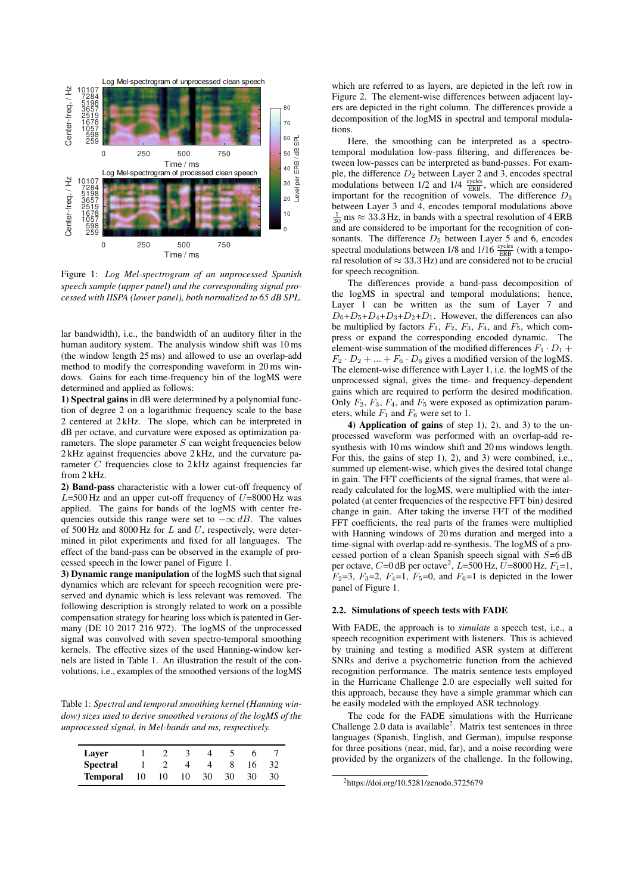Figure 1: *Log Mel-spectrogram of an unprocessed Spanish speech sample (upper panel) and the corresponding signal processed with IISPA (lower panel), both normalized to 65 dB SPL.*

lar bandwidth), i.e., the bandwidth of an auditory filter in the human auditory system. The analysis window shift was 10 ms (the window length 25 ms) and allowed to use an overlap-add method to modify the corresponding waveform in 20 ms windows. Gains for each time-frequency bin of the logMS were determined and applied as follows:

**1) Spectral gains** in dB were determined by a polynomial function of degree 2 on a logarithmic frequency scale to the base 2 centered at 2 kHz. The slope, which can be interpreted in dB per octave, and curvature were exposed as optimization parameters. The slope parameter $S$ can weight frequencies below 2 kHz against frequencies above 2 kHz, and the curvature parameter $C$ frequencies close to 2 kHz against frequencies far from 2 kHz.

**2) Band-pass** characteristic with a lower cut-off frequency of $L$=500 Hz and an upper cut-off frequency of $U$=8000 Hz was applied. The gains for bands of the logMS with center frequencies outside this range were set to $-\infty\,dB$. The values of 500 Hz and 8000 Hz for $L$ and $U$, respectively, were determined in pilot experiments and fixed for all languages. The effect of the band-pass can be observed in the example of processed speech in the lower panel of Figure 1.

**3) Dynamic range manipulation** of the logMS such that signal dynamics which are relevant for speech recognition were preserved and dynamic which is less relevant was removed. The following description is strongly related to work on a possible compensation strategy for hearing loss which is patented in Germany (DE 10 2017 216 972). The logMS of the unprocessed signal was convolved with seven spectro-temporal smoothing kernels. The effective sizes of the used Hanning-window kernels are listed in Table 1. An illustration the result of the convolutions, i.e., examples of the smoothed versions of the logMS

Table 1: *Spectral and temporal smoothing kernel (Hanning window) sizes used to derive smoothed versions of the logMS of the unprocessed signal, in Mel-bands and ms, respectively.*

| Layer | 1 | 2 | 3 | 4 | 5 | 6 | 7 |
|---|---|---|---|---|---|---|---|
| **Spectral** | 1 | 2 | 4 | 4 | 8 | 16 | 32 |
| **Temporal** | 10 | 10 | 10 | 30 | 30 | 30 | 30 |

which are referred to as layers, are depicted in the left row in Figure 2. The element-wise differences between adjacent layers are depicted in the right column. The differences provide a decomposition of the logMS in spectral and temporal modulations.

Here, the smoothing can be interpreted as a spectro-temporal modulation low-pass filtering, and differences between low-passes can be interpreted as band-passes. For example, the difference $D_2$ between Layer 2 and 3, encodes spectral modulations between 1/2 and 1/4 $\frac{\text{cycles}}{\text{ERB}}$, which are considered important for the recognition of vowels. The difference $D_3$ between Layer 3 and 4, encodes temporal modulations above $\frac{1}{30}$ ms $\approx 33.3$ Hz, in bands with a spectral resolution of 4 ERB and are considered to be important for the recognition of consonants. The difference $D_5$ between Layer 5 and 6, encodes spectral modulations between 1/8 and 1/16 $\frac{\text{cycles}}{\text{ERB}}$ (with a temporal resolution of $\approx 33.3$ Hz) and are considered not to be crucial for speech recognition.

The differences provide a band-pass decomposition of the logMS in spectral and temporal modulations; hence, Layer 1 can be written as the sum of Layer 7 and $D_6$+$D_5$+$D_4$+$D_3$+$D_2$+$D_1$. However, the differences can also be multiplied by factors $F_1$, $F_2$, $F_3$, $F_4$, and $F_5$, which compress or expand the corresponding encoded dynamic. The element-wise summation of the modified differences $F_1 \cdot D_1 + F_2 \cdot D_2 + ... + F_6 \cdot D_6$ gives a modified version of the logMS. The element-wise difference with Layer 1, i.e. the logMS of the unprocessed signal, gives the time- and frequency-dependent gains which are required to perform the desired modification. Only $F_2$, $F_3$, $F_4$, and $F_5$ were exposed as optimization parameters, while $F_1$ and $F_6$ were set to 1.

**4) Application of gains** of step 1), 2), and 3) to the unprocessed waveform was performed with an overlap-add re-synthesis with 10 ms window shift and 20 ms windows length. For this, the gains of step 1), 2), and 3) were combined, i.e., summed up element-wise, which gives the desired total change in gain. The FFT coefficients of the signal frames, that were already calculated for the logMS, were multiplied with the interpolated (at center frequencies of the respective FFT bin) desired change in gain. After taking the inverse FFT of the modified FFT coefficients, the real parts of the frames were multiplied with Hanning windows of 20 ms duration and merged into a time-signal with overlap-add re-synthesis. The logMS of a processed portion of a clean Spanish speech signal with $S$=6 dB per octave, $C$=0 dB per octave[2], $L$=500 Hz, $U$=8000 Hz, $F_1$=1, $F_2$=3, $F_3$=2, $F_4$=1, $F_5$=0, and $F_6$=1 is depicted in the lower panel of Figure 1.

### 2.2. Simulations of speech tests with FADE

With FADE, the approach is to *simulate* a speech test, i.e., a speech recognition experiment with listeners. This is achieved by training and testing a modified ASR system at different SNRs and derive a psychometric function from the achieved recognition performance. The matrix sentence tests employed in the Hurricane Challenge 2.0 are especially well suited for this approach, because they have a simple grammar which can be easily modeled with the employed ASR technology.

The code for the FADE simulations with the Hurricane Challenge 2.0 data is available[2]. Matrix test sentences in three languages (Spanish, English, and German), impulse response for three positions (near, mid, far), and a noise recording were provided by the organizers of the challenge. In the following,

[2]https://doi.org/10.5281/zenodo.3725679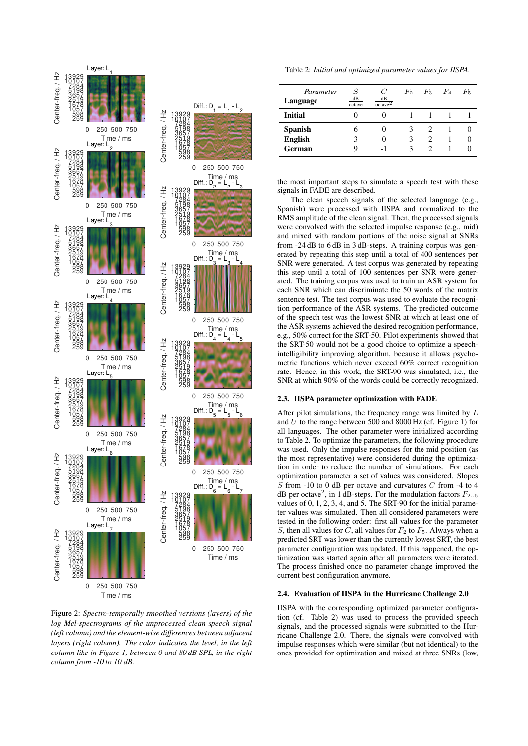Figure 2: *Spectro-temporally smoothed versions (layers) of the log Mel-spectrograms of the unprocessed clean speech signal (left column) and the element-wise differences between adjacent layers (right column). The color indicates the level, in the left column like in Figure 1, between 0 and 80 dB SPL, in the right column from -10 to 10 dB.*

Table 2: *Initial and optimized parameter values for IISPA.*

| Parameter / Language | $S$ $\frac{\text{dB}}{\text{octave}}$ | $C$ $\frac{\text{dB}}{\text{octave}^2}$ | $F_2$ | $F_3$ | $F_4$ | $F_5$ |
|---|---|---|---|---|---|---|
| **Initial** | 0 | 0 | 1 | 1 | 1 | 1 |
| **Spanish** | 6 | 0 | 3 | 2 | 1 | 0 |
| **English** | 3 | 0 | 3 | 2 | 1 | 0 |
| **German** | 9 | -1 | 3 | 2 | 1 | 0 |

the most important steps to simulate a speech test with these signals in FADE are described.

The clean speech signals of the selected language (e.g., Spanish) were processed with IISPA and normalized to the RMS amplitude of the clean signal. Then, the processed signals were convolved with the selected impulse response (e.g., mid) and mixed with random portions of the noise signal at SNRs from -24 dB to 6 dB in 3 dB-steps. A training corpus was generated by repeating this step until a total of 400 sentences per SNR were generated. A test corpus was generated by repeating this step until a total of 100 sentences per SNR were generated. The training corpus was used to train an ASR system for each SNR which can discriminate the 50 words of the matrix sentence test. The test corpus was used to evaluate the recognition performance of the ASR systems. The predicted outcome of the speech test was the lowest SNR at which at least one of the ASR systems achieved the desired recognition performance, e.g., 50% correct for the SRT-50. Pilot experiments showed that the SRT-50 would not be a good choice to optimize a speech-intelligibility improving algorithm, because it allows psychometric functions which never exceed 60% correct recognition rate. Hence, in this work, the SRT-90 was simulated, i.e., the SNR at which 90% of the words could be correctly recognized.

### 2.3. IISPA parameter optimization with FADE

After pilot simulations, the frequency range was limited by $L$ and $U$ to the range between 500 and 8000 Hz (cf. Figure 1) for all languages. The other parameter were initialized according to Table 2. To optimize the parameters, the following procedure was used. Only the impulse responses for the mid position (as the most representative) were considered during the optimization in order to reduce the number of simulations. For each optimization parameter a set of values was considered. Slopes $S$ from -10 to 0 dB per octave and curvatures $C$ from -4 to 4 dB per octave$^2$, in 1 dB-steps. For the modulation factors $F_{2..5}$ values of 0, 1, 2, 3, 4, and 5. The SRT-90 for the initial parameter values was simulated. Then all considered parameters were tested in the following order: first all values for the parameter $S$, then all values for $C$, all values for $F_2$ to $F_5$. Always when a predicted SRT was lower than the currently lowest SRT, the best parameter configuration was updated. If this happened, the optimization was started again after all parameters were iterated. The process finished once no parameter change improved the current best configuration anymore.

### 2.4. Evaluation of IISPA in the Hurricane Challenge 2.0

IISPA with the corresponding optimized parameter configuration (cf. Table 2) was used to process the provided speech signals, and the processed signals were submitted to the Hurricane Challenge 2.0. There, the signals were convolved with impulse responses which were similar (but not identical) to the ones provided for optimization and mixed at three SNRs (low,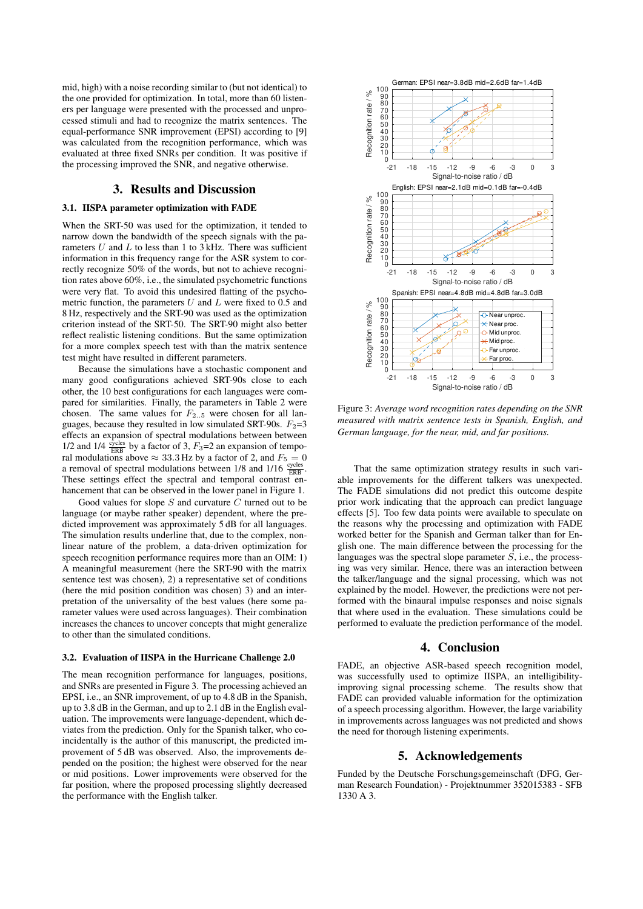mid, high) with a noise recording similar to (but not identical) to the one provided for optimization. In total, more than 60 listeners per language were presented with the processed and unprocessed stimuli and had to recognize the matrix sentences. The equal-performance SNR improvement (EPSI) according to [9] was calculated from the recognition performance, which was evaluated at three fixed SNRs per condition. It was positive if the processing improved the SNR, and negative otherwise.

## 3. Results and Discussion

### 3.1. IISPA parameter optimization with FADE

When the SRT-50 was used for the optimization, it tended to narrow down the bandwidth of the speech signals with the parameters $U$ and $L$ to less than 1 to 3 kHz. There was sufficient information in this frequency range for the ASR system to correctly recognize 50% of the words, but not to achieve recognition rates above 60%, i.e., the simulated psychometric functions were very flat. To avoid this undesired flatting of the psychometric function, the parameters $U$ and $L$ were fixed to 0.5 and 8 Hz, respectively and the SRT-90 was used as the optimization criterion instead of the SRT-50. The SRT-90 might also better reflect realistic listening conditions. But the same optimization for a more complex speech test with than the matrix sentence test might have resulted in different parameters.

Because the simulations have a stochastic component and many good configurations achieved SRT-90s close to each other, the 10 best configurations for each languages were compared for similarities. Finally, the parameters in Table 2 were chosen. The same values for $F_{2..5}$ were chosen for all languages, because they resulted in low simulated SRT-90s. $F_2$=3 effects an expansion of spectral modulations between between 1/2 and 1/4 $\frac{\text{cycles}}{\text{ERB}}$ by a factor of 3, $F_3$=2 an expansion of temporal modulations above $\approx 33.3$ Hz by a factor of 2, and $F_5 = 0$ a removal of spectral modulations between 1/8 and 1/16 $\frac{\text{cycles}}{\text{ERB}}$. These settings effect the spectral and temporal contrast enhancement that can be observed in the lower panel in Figure 1.

Good values for slope $S$ and curvature $C$ turned out to be language (or maybe rather speaker) dependent, where the predicted improvement was approximately 5 dB for all languages. The simulation results underline that, due to the complex, nonlinear nature of the problem, a data-driven optimization for speech recognition performance requires more than an OIM: 1) A meaningful measurement (here the SRT-90 with the matrix sentence test was chosen), 2) a representative set of conditions (here the mid position condition was chosen) 3) and an interpretation of the universality of the best values (here some parameter values were used across languages). Their combination increases the chances to uncover concepts that might generalize to other than the simulated conditions.

### 3.2. Evaluation of IISPA in the Hurricane Challenge 2.0

The mean recognition performance for languages, positions, and SNRs are presented in Figure 3. The processing achieved an EPSI, i.e., an SNR improvement, of up to 4.8 dB in the Spanish, up to 3.8 dB in the German, and up to 2.1 dB in the English evaluation. The improvements were language-dependent, which deviates from the prediction. Only for the Spanish talker, who coincidentally is the author of this manuscript, the predicted improvement of 5 dB was observed. Also, the improvements depended on the position; the highest were observed for the near or mid positions. Lower improvements were observed for the far position, where the proposed processing slightly decreased the performance with the English talker.

Figure 3: *Average word recognition rates depending on the SNR measured with matrix sentence tests in Spanish, English, and German language, for the near, mid, and far positions.*

That the same optimization strategy results in such variable improvements for the different talkers was unexpected. The FADE simulations did not predict this outcome despite prior work indicating that the approach can predict language effects [5]. Too few data points were available to speculate on the reasons why the processing and optimization with FADE worked better for the Spanish and German talker than for English one. The main difference between the processing for the languages was the spectral slope parameter $S$, i.e., the processing was very similar. Hence, there was an interaction between the talker/language and the signal processing, which was not explained by the model. However, the predictions were not performed with the binaural impulse responses and noise signals that where used in the evaluation. These simulations could be performed to evaluate the prediction performance of the model.

## 4. Conclusion

FADE, an objective ASR-based speech recognition model, was successfully used to optimize IISPA, an intelligibility-improving signal processing scheme. The results show that FADE can provided valuable information for the optimization of a speech processing algorithm. However, the large variability in improvements across languages was not predicted and shows the need for thorough listening experiments.

## 5. Acknowledgements

Funded by the Deutsche Forschungsgemeinschaft (DFG, German Research Foundation) - Projektnummer 352015383 - SFB 1330 A 3.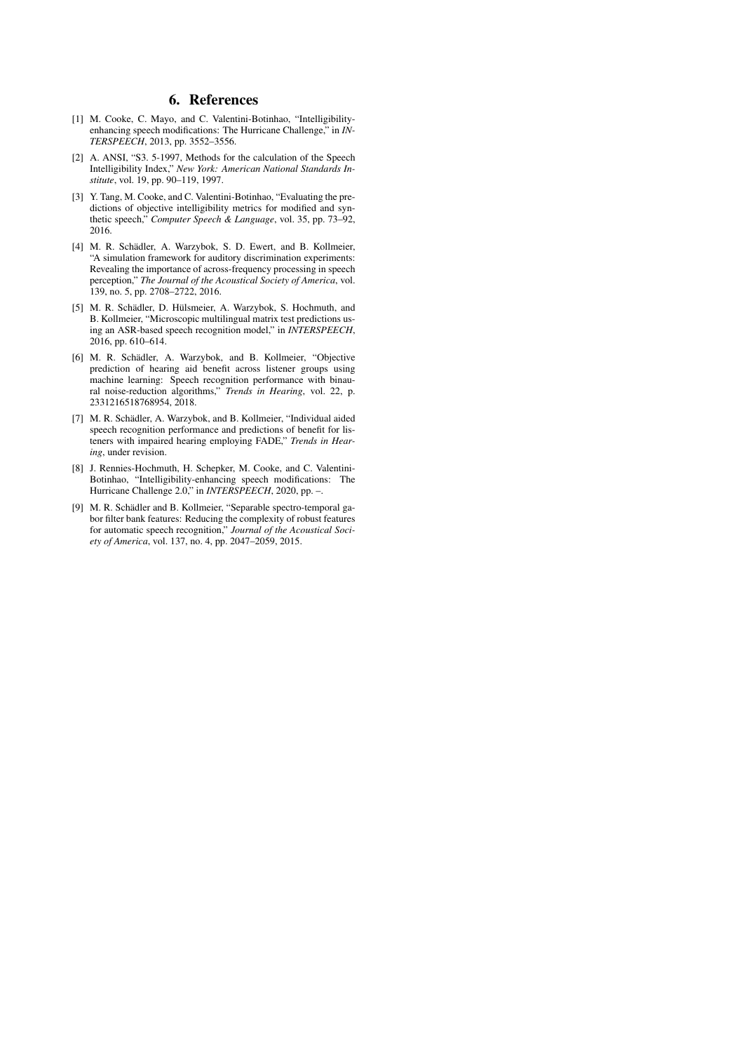# 6. References

[1] M. Cooke, C. Mayo, and C. Valentini-Botinhao, "Intelligibility-enhancing speech modifications: The Hurricane Challenge," in *INTERSPEECH*, 2013, pp. 3552–3556.

[2] A. ANSI, "S3. 5-1997, Methods for the calculation of the Speech Intelligibility Index," *New York: American National Standards Institute*, vol. 19, pp. 90–119, 1997.

[3] Y. Tang, M. Cooke, and C. Valentini-Botinhao, "Evaluating the predictions of objective intelligibility metrics for modified and synthetic speech," *Computer Speech & Language*, vol. 35, pp. 73–92, 2016.

[4] M. R. Schädler, A. Warzybok, S. D. Ewert, and B. Kollmeier, "A simulation framework for auditory discrimination experiments: Revealing the importance of across-frequency processing in speech perception," *The Journal of the Acoustical Society of America*, vol. 139, no. 5, pp. 2708–2722, 2016.

[5] M. R. Schädler, D. Hülsmeier, A. Warzybok, S. Hochmuth, and B. Kollmeier, "Microscopic multilingual matrix test predictions using an ASR-based speech recognition model," in *INTERSPEECH*, 2016, pp. 610–614.

[6] M. R. Schädler, A. Warzybok, and B. Kollmeier, "Objective prediction of hearing aid benefit across listener groups using machine learning: Speech recognition performance with binaural noise-reduction algorithms," *Trends in Hearing*, vol. 22, p. 2331216518768954, 2018.

[7] M. R. Schädler, A. Warzybok, and B. Kollmeier, "Individual aided speech recognition performance and predictions of benefit for listeners with impaired hearing employing FADE," *Trends in Hearing*, under revision.

[8] J. Rennies-Hochmuth, H. Schepker, M. Cooke, and C. Valentini-Botinhao, "Intelligibility-enhancing speech modifications: The Hurricane Challenge 2.0," in *INTERSPEECH*, 2020, pp. –.

[9] M. R. Schädler and B. Kollmeier, "Separable spectro-temporal gabor filter bank features: Reducing the complexity of robust features for automatic speech recognition," *Journal of the Acoustical Society of America*, vol. 137, no. 4, pp. 2047–2059, 2015.